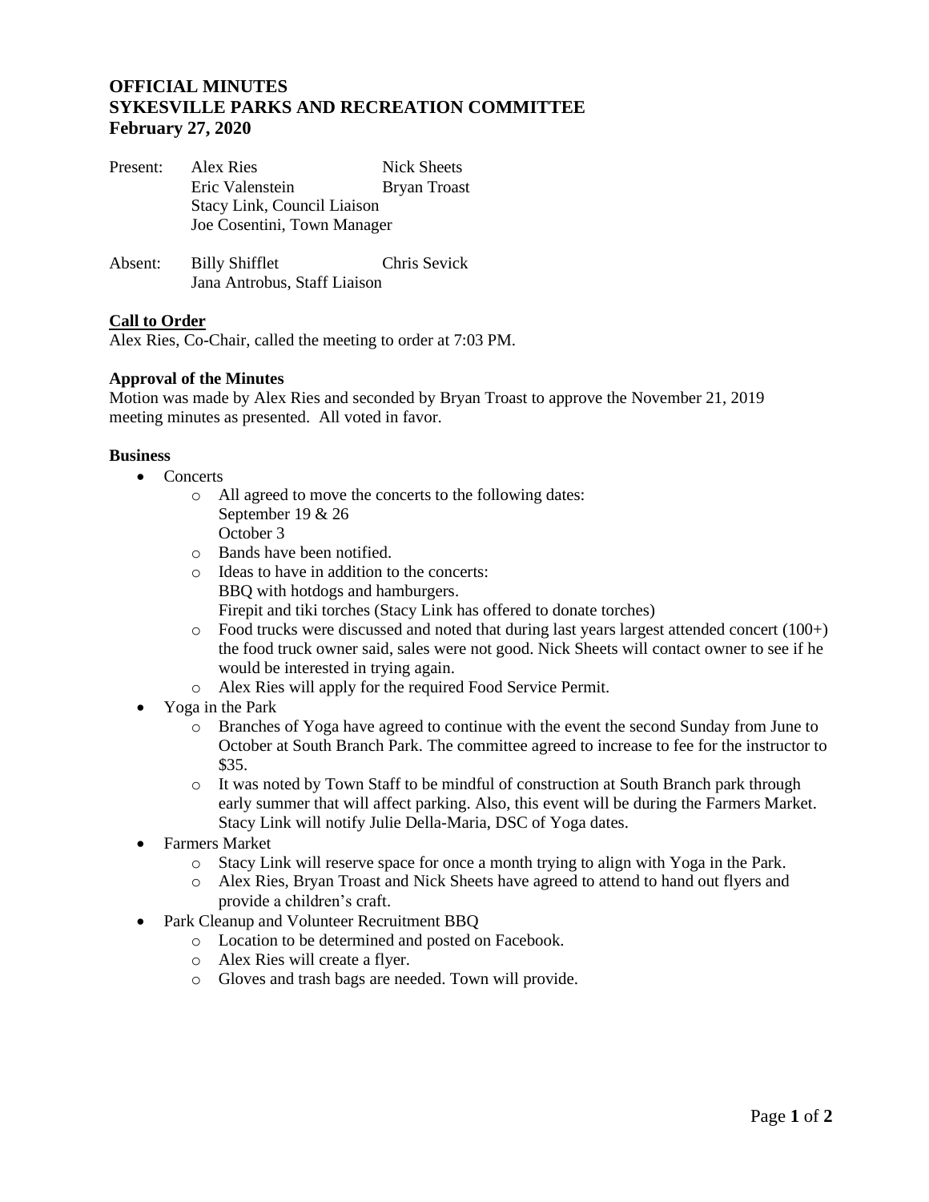# OFFICIAL MINUTES
# SYKESVILLE PARKS AND RECREATION COMMITTEE
# February 27, 2020

Present: Alex Ries, Nick Sheets, Eric Valenstein, Bryan Troast, Stacy Link, Council Liaison, Joe Cosentini, Town Manager

Absent: Billy Shifflet, Chris Sevick, Jana Antrobus, Staff Liaison

**Call to Order**

Alex Ries, Co-Chair, called the meeting to order at 7:03 PM.

**Approval of the Minutes**

Motion was made by Alex Ries and seconded by Bryan Troast to approve the November 21, 2019 meeting minutes as presented. All voted in favor.

**Business**

- Concerts
  - All agreed to move the concerts to the following dates:
    September 19 & 26
    October 3
  - Bands have been notified.
  - Ideas to have in addition to the concerts:
    BBQ with hotdogs and hamburgers.
    Firepit and tiki torches (Stacy Link has offered to donate torches)
  - Food trucks were discussed and noted that during last years largest attended concert (100+) the food truck owner said, sales were not good. Nick Sheets will contact owner to see if he would be interested in trying again.
  - Alex Ries will apply for the required Food Service Permit.
- Yoga in the Park
  - Branches of Yoga have agreed to continue with the event the second Sunday from June to October at South Branch Park. The committee agreed to increase to fee for the instructor to $35.
  - It was noted by Town Staff to be mindful of construction at South Branch park through early summer that will affect parking. Also, this event will be during the Farmers Market. Stacy Link will notify Julie Della-Maria, DSC of Yoga dates.
- Farmers Market
  - Stacy Link will reserve space for once a month trying to align with Yoga in the Park.
  - Alex Ries, Bryan Troast and Nick Sheets have agreed to attend to hand out flyers and provide a children's craft.
- Park Cleanup and Volunteer Recruitment BBQ
  - Location to be determined and posted on Facebook.
  - Alex Ries will create a flyer.
  - Gloves and trash bags are needed. Town will provide.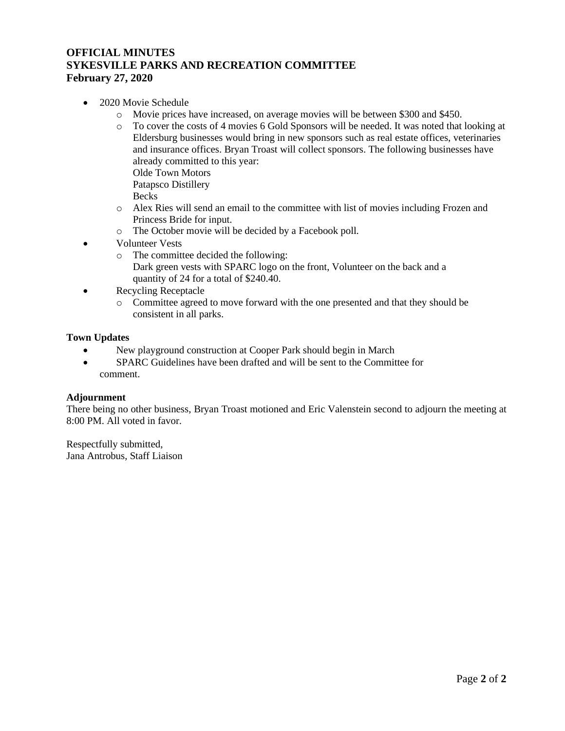**OFFICIAL MINUTES**
**SYKESVILLE PARKS AND RECREATION COMMITTEE**
**February 27, 2020**

- 2020 Movie Schedule
  - Movie prices have increased, on average movies will be between $300 and $450.
  - To cover the costs of 4 movies 6 Gold Sponsors will be needed. It was noted that looking at Eldersburg businesses would bring in new sponsors such as real estate offices, veterinaries and insurance offices. Bryan Troast will collect sponsors. The following businesses have already committed to this year:
    Olde Town Motors
    Patapsco Distillery
    Becks
  - Alex Ries will send an email to the committee with list of movies including Frozen and Princess Bride for input.
  - The October movie will be decided by a Facebook poll.
- Volunteer Vests
  - The committee decided the following:
    Dark green vests with SPARC logo on the front, Volunteer on the back and a quantity of 24 for a total of $240.40.
- Recycling Receptacle
  - Committee agreed to move forward with the one presented and that they should be consistent in all parks.

**Town Updates**

- New playground construction at Cooper Park should begin in March
- SPARC Guidelines have been drafted and will be sent to the Committee for comment.

**Adjournment**

There being no other business, Bryan Troast motioned and Eric Valenstein second to adjourn the meeting at 8:00 PM. All voted in favor.

Respectfully submitted,
Jana Antrobus, Staff Liaison